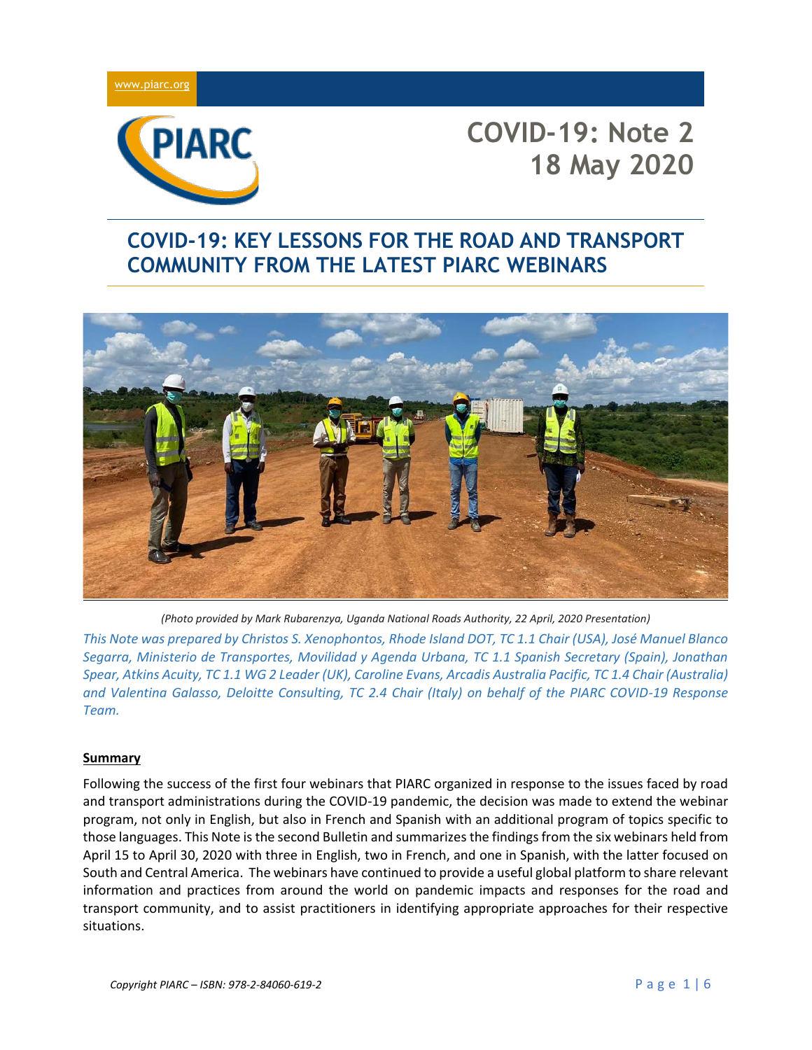www.piarc.org

# COVID-19: Note 2
# 18 May 2020

## COVID-19: KEY LESSONS FOR THE ROAD AND TRANSPORT COMMUNITY FROM THE LATEST PIARC WEBINARS

*(Photo provided by Mark Rubarenzya, Uganda National Roads Authority, 22 April, 2020 Presentation)*

*This Note was prepared by Christos S. Xenophontos, Rhode Island DOT, TC 1.1 Chair (USA), José Manuel Blanco Segarra, Ministerio de Transportes, Movilidad y Agenda Urbana, TC 1.1 Spanish Secretary (Spain), Jonathan Spear, Atkins Acuity, TC 1.1 WG 2 Leader (UK), Caroline Evans, Arcadis Australia Pacific, TC 1.4 Chair (Australia) and Valentina Galasso, Deloitte Consulting, TC 2.4 Chair (Italy) on behalf of the PIARC COVID-19 Response Team.*

**Summary**

Following the success of the first four webinars that PIARC organized in response to the issues faced by road and transport administrations during the COVID-19 pandemic, the decision was made to extend the webinar program, not only in English, but also in French and Spanish with an additional program of topics specific to those languages. This Note is the second Bulletin and summarizes the findings from the six webinars held from April 15 to April 30, 2020 with three in English, two in French, and one in Spanish, with the latter focused on South and Central America. The webinars have continued to provide a useful global platform to share relevant information and practices from around the world on pandemic impacts and responses for the road and transport community, and to assist practitioners in identifying appropriate approaches for their respective situations.

*Copyright PIARC – ISBN: 978-2-84060-619-2*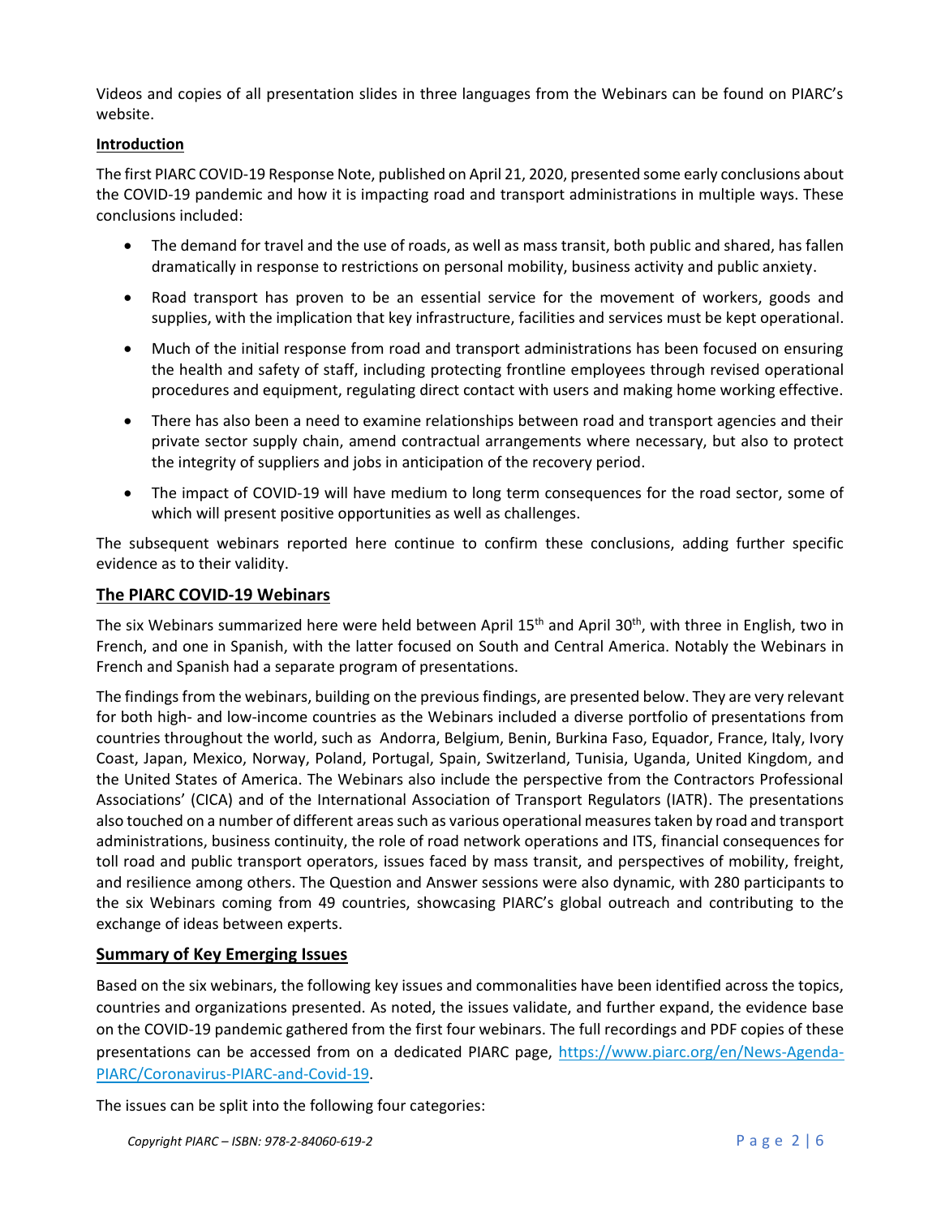Videos and copies of all presentation slides in three languages from the Webinars can be found on PIARC's website.

**Introduction**

The first PIARC COVID-19 Response Note, published on April 21, 2020, presented some early conclusions about the COVID-19 pandemic and how it is impacting road and transport administrations in multiple ways. These conclusions included:

- The demand for travel and the use of roads, as well as mass transit, both public and shared, has fallen dramatically in response to restrictions on personal mobility, business activity and public anxiety.
- Road transport has proven to be an essential service for the movement of workers, goods and supplies, with the implication that key infrastructure, facilities and services must be kept operational.
- Much of the initial response from road and transport administrations has been focused on ensuring the health and safety of staff, including protecting frontline employees through revised operational procedures and equipment, regulating direct contact with users and making home working effective.
- There has also been a need to examine relationships between road and transport agencies and their private sector supply chain, amend contractual arrangements where necessary, but also to protect the integrity of suppliers and jobs in anticipation of the recovery period.
- The impact of COVID-19 will have medium to long term consequences for the road sector, some of which will present positive opportunities as well as challenges.

The subsequent webinars reported here continue to confirm these conclusions, adding further specific evidence as to their validity.

## The PIARC COVID-19 Webinars

The six Webinars summarized here were held between April 15th and April 30th, with three in English, two in French, and one in Spanish, with the latter focused on South and Central America. Notably the Webinars in French and Spanish had a separate program of presentations.

The findings from the webinars, building on the previous findings, are presented below. They are very relevant for both high- and low-income countries as the Webinars included a diverse portfolio of presentations from countries throughout the world, such as Andorra, Belgium, Benin, Burkina Faso, Equador, France, Italy, Ivory Coast, Japan, Mexico, Norway, Poland, Portugal, Spain, Switzerland, Tunisia, Uganda, United Kingdom, and the United States of America. The Webinars also include the perspective from the Contractors Professional Associations' (CICA) and of the International Association of Transport Regulators (IATR). The presentations also touched on a number of different areas such as various operational measures taken by road and transport administrations, business continuity, the role of road network operations and ITS, financial consequences for toll road and public transport operators, issues faced by mass transit, and perspectives of mobility, freight, and resilience among others. The Question and Answer sessions were also dynamic, with 280 participants to the six Webinars coming from 49 countries, showcasing PIARC's global outreach and contributing to the exchange of ideas between experts.

## Summary of Key Emerging Issues

Based on the six webinars, the following key issues and commonalities have been identified across the topics, countries and organizations presented. As noted, the issues validate, and further expand, the evidence base on the COVID-19 pandemic gathered from the first four webinars. The full recordings and PDF copies of these presentations can be accessed from on a dedicated PIARC page, https://www.piarc.org/en/News-Agenda-PIARC/Coronavirus-PIARC-and-Covid-19.

The issues can be split into the following four categories: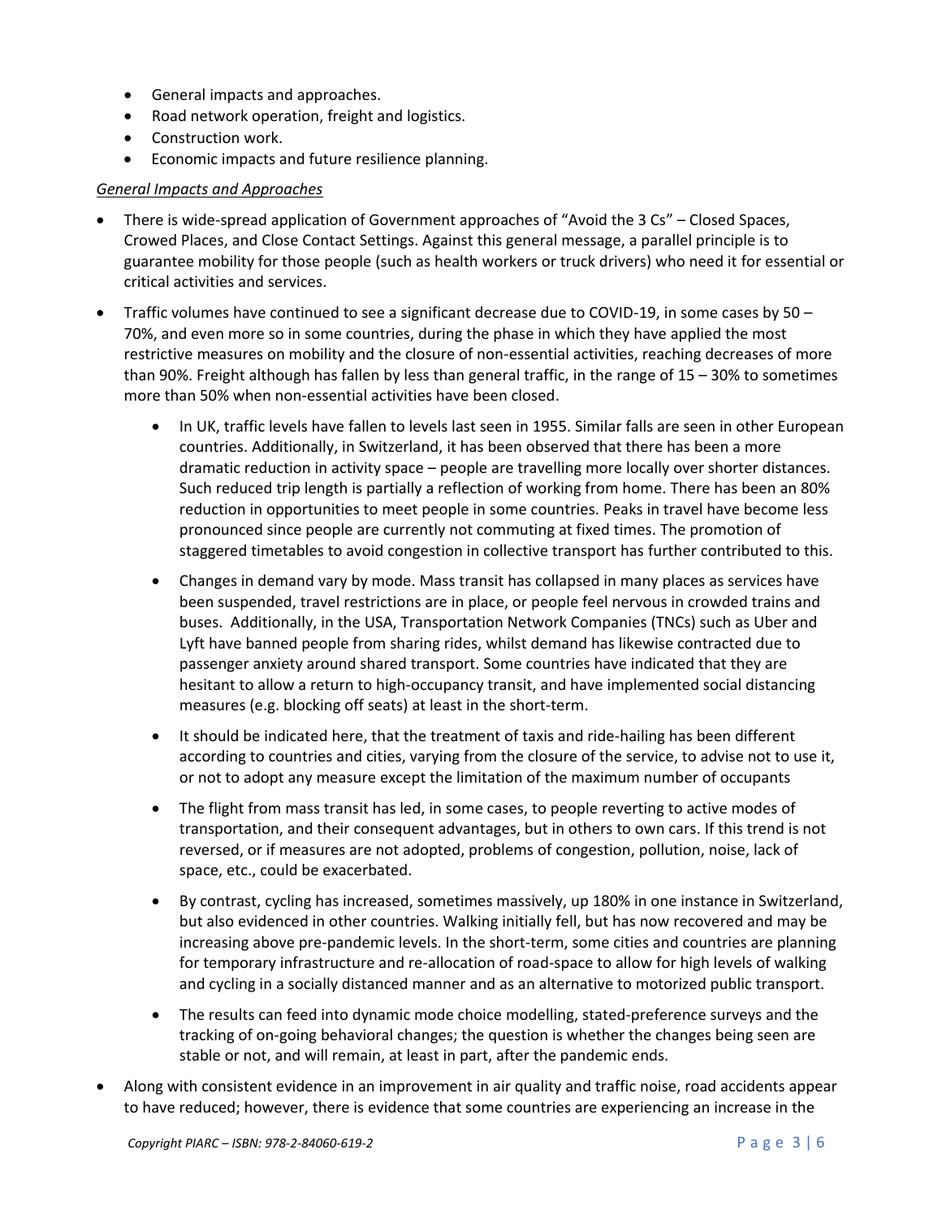- General impacts and approaches.
- Road network operation, freight and logistics.
- Construction work.
- Economic impacts and future resilience planning.

*General Impacts and Approaches*

- There is wide-spread application of Government approaches of "Avoid the 3 Cs" – Closed Spaces, Crowed Places, and Close Contact Settings. Against this general message, a parallel principle is to guarantee mobility for those people (such as health workers or truck drivers) who need it for essential or critical activities and services.
- Traffic volumes have continued to see a significant decrease due to COVID-19, in some cases by 50 – 70%, and even more so in some countries, during the phase in which they have applied the most restrictive measures on mobility and the closure of non-essential activities, reaching decreases of more than 90%. Freight although has fallen by less than general traffic, in the range of 15 – 30% to sometimes more than 50% when non-essential activities have been closed.
    - In UK, traffic levels have fallen to levels last seen in 1955. Similar falls are seen in other European countries. Additionally, in Switzerland, it has been observed that there has been a more dramatic reduction in activity space – people are travelling more locally over shorter distances. Such reduced trip length is partially a reflection of working from home. There has been an 80% reduction in opportunities to meet people in some countries. Peaks in travel have become less pronounced since people are currently not commuting at fixed times. The promotion of staggered timetables to avoid congestion in collective transport has further contributed to this.
    - Changes in demand vary by mode. Mass transit has collapsed in many places as services have been suspended, travel restrictions are in place, or people feel nervous in crowded trains and buses. Additionally, in the USA, Transportation Network Companies (TNCs) such as Uber and Lyft have banned people from sharing rides, whilst demand has likewise contracted due to passenger anxiety around shared transport. Some countries have indicated that they are hesitant to allow a return to high-occupancy transit, and have implemented social distancing measures (e.g. blocking off seats) at least in the short-term.
    - It should be indicated here, that the treatment of taxis and ride-hailing has been different according to countries and cities, varying from the closure of the service, to advise not to use it, or not to adopt any measure except the limitation of the maximum number of occupants
    - The flight from mass transit has led, in some cases, to people reverting to active modes of transportation, and their consequent advantages, but in others to own cars. If this trend is not reversed, or if measures are not adopted, problems of congestion, pollution, noise, lack of space, etc., could be exacerbated.
    - By contrast, cycling has increased, sometimes massively, up 180% in one instance in Switzerland, but also evidenced in other countries. Walking initially fell, but has now recovered and may be increasing above pre-pandemic levels. In the short-term, some cities and countries are planning for temporary infrastructure and re-allocation of road-space to allow for high levels of walking and cycling in a socially distanced manner and as an alternative to motorized public transport.
    - The results can feed into dynamic mode choice modelling, stated-preference surveys and the tracking of on-going behavioral changes; the question is whether the changes being seen are stable or not, and will remain, at least in part, after the pandemic ends.
- Along with consistent evidence in an improvement in air quality and traffic noise, road accidents appear to have reduced; however, there is evidence that some countries are experiencing an increase in the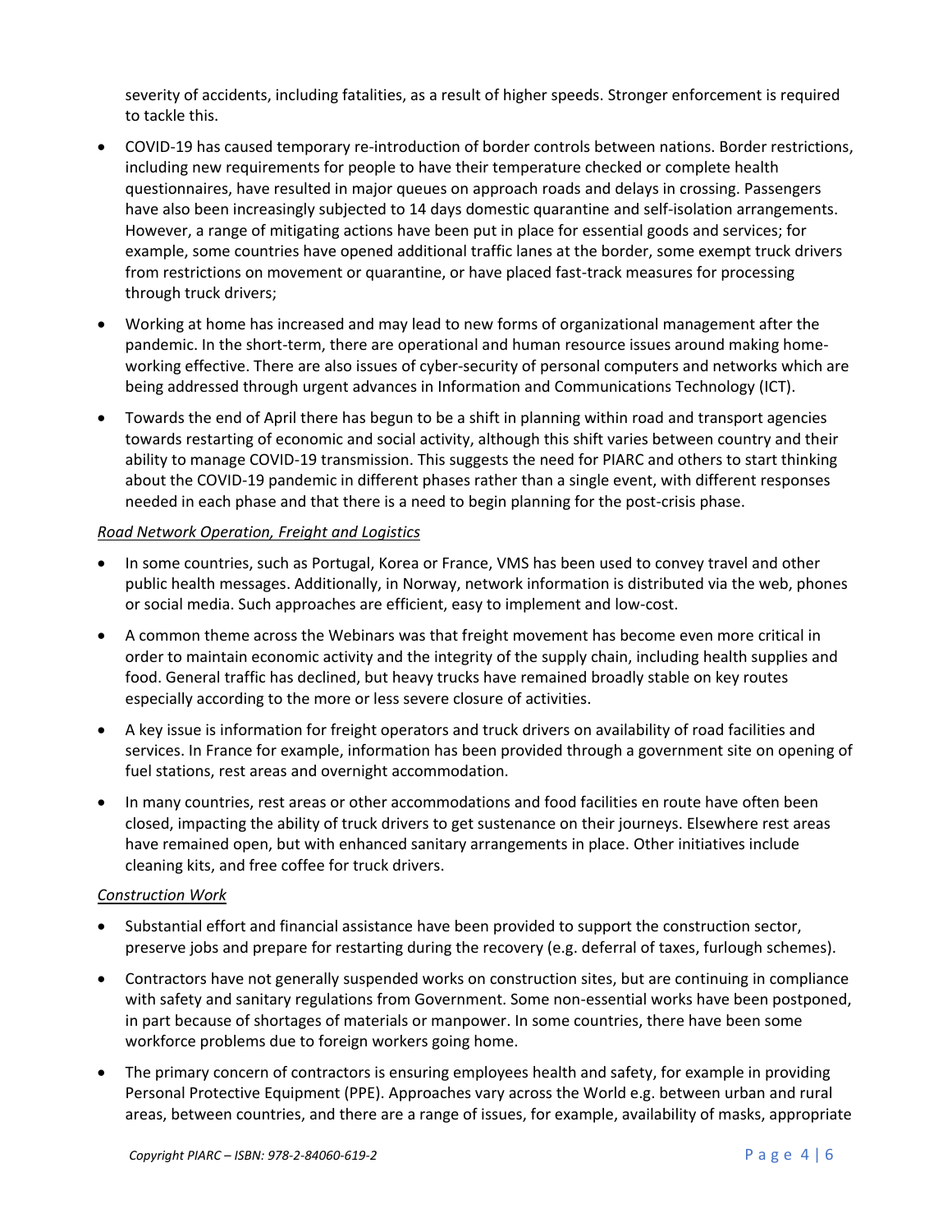severity of accidents, including fatalities, as a result of higher speeds. Stronger enforcement is required to tackle this.

- COVID-19 has caused temporary re-introduction of border controls between nations. Border restrictions, including new requirements for people to have their temperature checked or complete health questionnaires, have resulted in major queues on approach roads and delays in crossing. Passengers have also been increasingly subjected to 14 days domestic quarantine and self-isolation arrangements. However, a range of mitigating actions have been put in place for essential goods and services; for example, some countries have opened additional traffic lanes at the border, some exempt truck drivers from restrictions on movement or quarantine, or have placed fast-track measures for processing through truck drivers;
- Working at home has increased and may lead to new forms of organizational management after the pandemic. In the short-term, there are operational and human resource issues around making home-working effective. There are also issues of cyber-security of personal computers and networks which are being addressed through urgent advances in Information and Communications Technology (ICT).
- Towards the end of April there has begun to be a shift in planning within road and transport agencies towards restarting of economic and social activity, although this shift varies between country and their ability to manage COVID-19 transmission. This suggests the need for PIARC and others to start thinking about the COVID-19 pandemic in different phases rather than a single event, with different responses needed in each phase and that there is a need to begin planning for the post-crisis phase.

*Road Network Operation, Freight and Logistics*

- In some countries, such as Portugal, Korea or France, VMS has been used to convey travel and other public health messages. Additionally, in Norway, network information is distributed via the web, phones or social media. Such approaches are efficient, easy to implement and low-cost.
- A common theme across the Webinars was that freight movement has become even more critical in order to maintain economic activity and the integrity of the supply chain, including health supplies and food. General traffic has declined, but heavy trucks have remained broadly stable on key routes especially according to the more or less severe closure of activities.
- A key issue is information for freight operators and truck drivers on availability of road facilities and services. In France for example, information has been provided through a government site on opening of fuel stations, rest areas and overnight accommodation.
- In many countries, rest areas or other accommodations and food facilities en route have often been closed, impacting the ability of truck drivers to get sustenance on their journeys. Elsewhere rest areas have remained open, but with enhanced sanitary arrangements in place. Other initiatives include cleaning kits, and free coffee for truck drivers.

*Construction Work*

- Substantial effort and financial assistance have been provided to support the construction sector, preserve jobs and prepare for restarting during the recovery (e.g. deferral of taxes, furlough schemes).
- Contractors have not generally suspended works on construction sites, but are continuing in compliance with safety and sanitary regulations from Government. Some non-essential works have been postponed, in part because of shortages of materials or manpower. In some countries, there have been some workforce problems due to foreign workers going home.
- The primary concern of contractors is ensuring employees health and safety, for example in providing Personal Protective Equipment (PPE). Approaches vary across the World e.g. between urban and rural areas, between countries, and there are a range of issues, for example, availability of masks, appropriate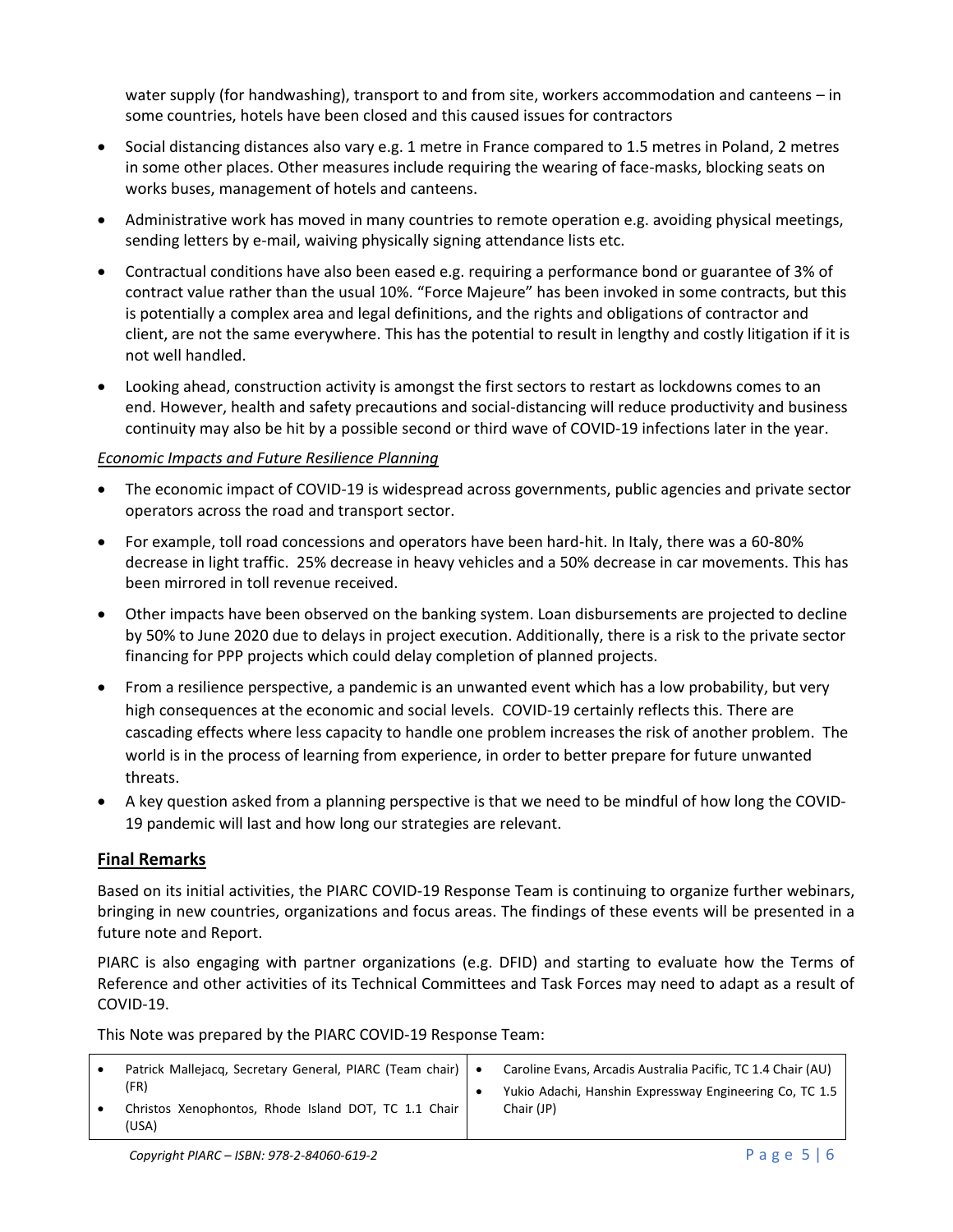water supply (for handwashing), transport to and from site, workers accommodation and canteens – in some countries, hotels have been closed and this caused issues for contractors

- Social distancing distances also vary e.g. 1 metre in France compared to 1.5 metres in Poland, 2 metres in some other places. Other measures include requiring the wearing of face-masks, blocking seats on works buses, management of hotels and canteens.
- Administrative work has moved in many countries to remote operation e.g. avoiding physical meetings, sending letters by e-mail, waiving physically signing attendance lists etc.
- Contractual conditions have also been eased e.g. requiring a performance bond or guarantee of 3% of contract value rather than the usual 10%. "Force Majeure" has been invoked in some contracts, but this is potentially a complex area and legal definitions, and the rights and obligations of contractor and client, are not the same everywhere. This has the potential to result in lengthy and costly litigation if it is not well handled.
- Looking ahead, construction activity is amongst the first sectors to restart as lockdowns comes to an end. However, health and safety precautions and social-distancing will reduce productivity and business continuity may also be hit by a possible second or third wave of COVID-19 infections later in the year.

*Economic Impacts and Future Resilience Planning*

- The economic impact of COVID-19 is widespread across governments, public agencies and private sector operators across the road and transport sector.
- For example, toll road concessions and operators have been hard-hit. In Italy, there was a 60-80% decrease in light traffic. 25% decrease in heavy vehicles and a 50% decrease in car movements. This has been mirrored in toll revenue received.
- Other impacts have been observed on the banking system. Loan disbursements are projected to decline by 50% to June 2020 due to delays in project execution. Additionally, there is a risk to the private sector financing for PPP projects which could delay completion of planned projects.
- From a resilience perspective, a pandemic is an unwanted event which has a low probability, but very high consequences at the economic and social levels. COVID-19 certainly reflects this. There are cascading effects where less capacity to handle one problem increases the risk of another problem. The world is in the process of learning from experience, in order to better prepare for future unwanted threats.
- A key question asked from a planning perspective is that we need to be mindful of how long the COVID-19 pandemic will last and how long our strategies are relevant.

## Final Remarks

Based on its initial activities, the PIARC COVID-19 Response Team is continuing to organize further webinars, bringing in new countries, organizations and focus areas. The findings of these events will be presented in a future note and Report.

PIARC is also engaging with partner organizations (e.g. DFID) and starting to evaluate how the Terms of Reference and other activities of its Technical Committees and Task Forces may need to adapt as a result of COVID-19.

This Note was prepared by the PIARC COVID-19 Response Team:

| | |
|---|---|
| • Patrick Mallejacq, Secretary General, PIARC (Team chair) (FR)<br>• Christos Xenophontos, Rhode Island DOT, TC 1.1 Chair (USA) | • Caroline Evans, Arcadis Australia Pacific, TC 1.4 Chair (AU)<br>• Yukio Adachi, Hanshin Expressway Engineering Co, TC 1.5 Chair (JP) |

*Copyright PIARC – ISBN: 978-2-84060-619-2*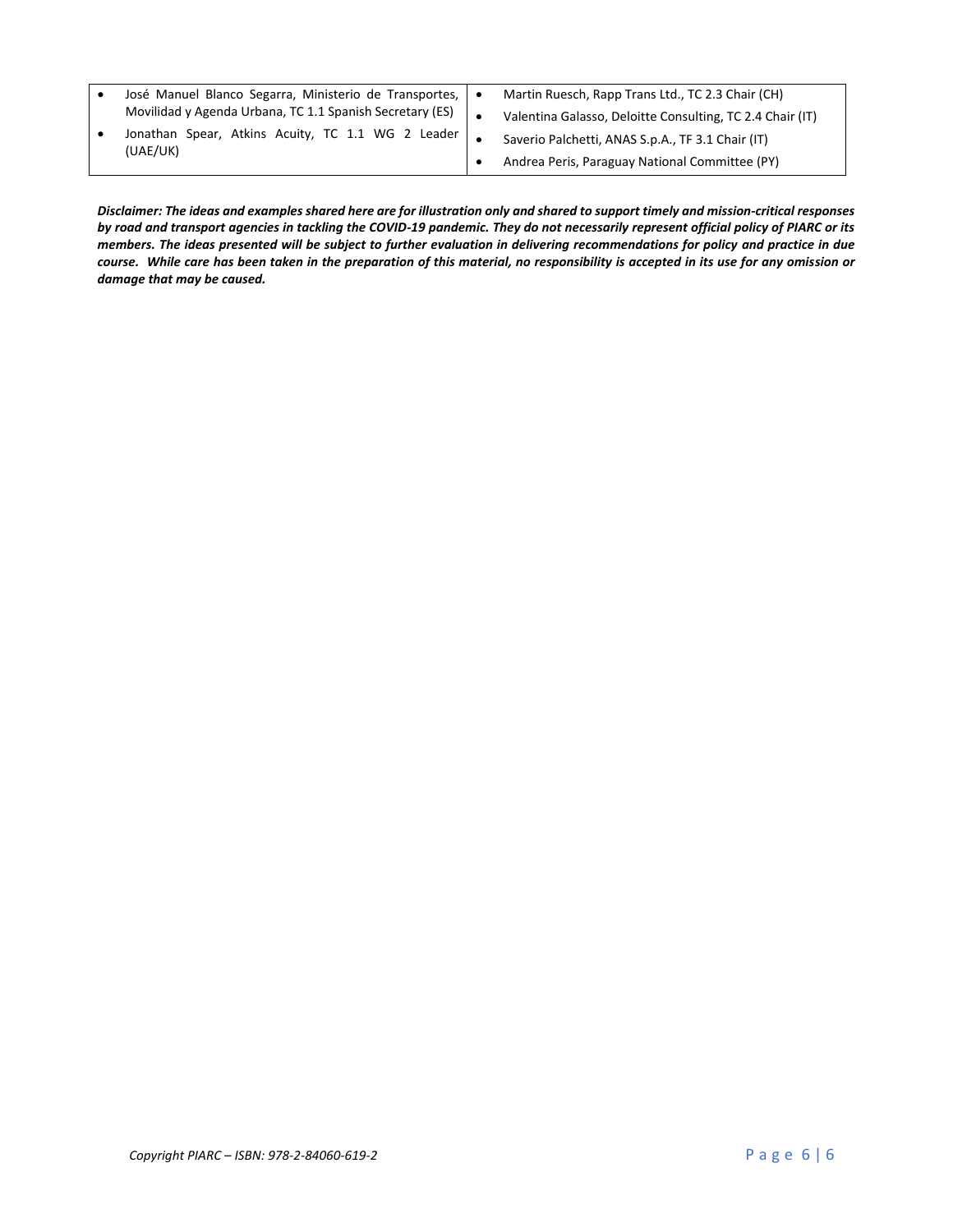| | |
|---|---|
| • José Manuel Blanco Segarra, Ministerio de Transportes, Movilidad y Agenda Urbana, TC 1.1 Spanish Secretary (ES)<br>• Jonathan Spear, Atkins Acuity, TC 1.1 WG 2 Leader (UAE/UK) | • Martin Ruesch, Rapp Trans Ltd., TC 2.3 Chair (CH)<br>• Valentina Galasso, Deloitte Consulting, TC 2.4 Chair (IT)<br>• Saverio Palchetti, ANAS S.p.A., TF 3.1 Chair (IT)<br>• Andrea Peris, Paraguay National Committee (PY) |

***Disclaimer: The ideas and examples shared here are for illustration only and shared to support timely and mission-critical responses by road and transport agencies in tackling the COVID-19 pandemic. They do not necessarily represent official policy of PIARC or its members. The ideas presented will be subject to further evaluation in delivering recommendations for policy and practice in due course. While care has been taken in the preparation of this material, no responsibility is accepted in its use for any omission or damage that may be caused.***

*Copyright PIARC – ISBN: 978-2-84060-619-2*